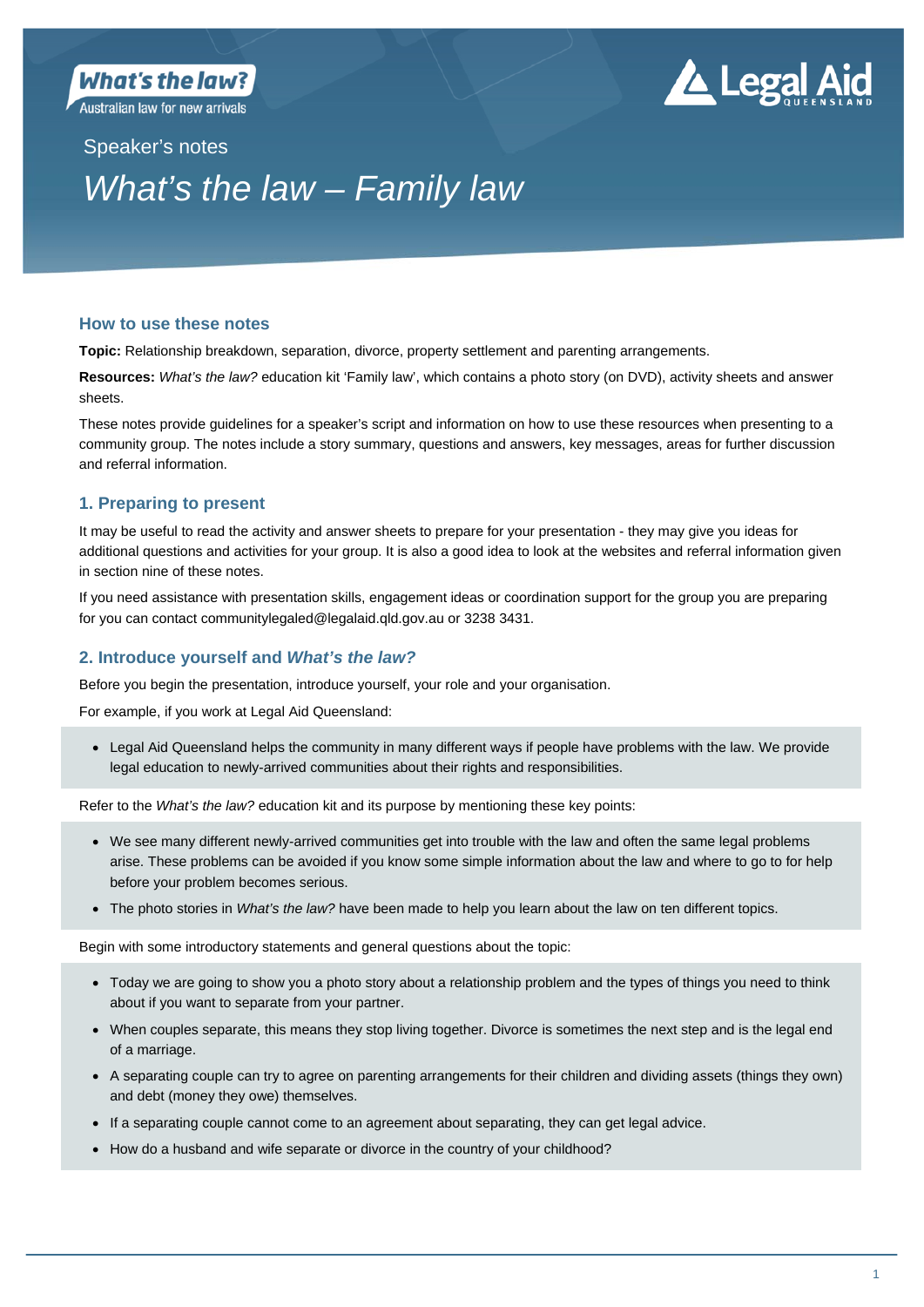What's the law?
Australian law for new arrivals

Legal Aid QUEENSLAND

Speaker's notes

# *What's the law – Family law*

## How to use these notes

**Topic:** Relationship breakdown, separation, divorce, property settlement and parenting arrangements.

**Resources:** *What's the law?* education kit 'Family law', which contains a photo story (on DVD), activity sheets and answer sheets.

These notes provide guidelines for a speaker's script and information on how to use these resources when presenting to a community group. The notes include a story summary, questions and answers, key messages, areas for further discussion and referral information.

## 1. Preparing to present

It may be useful to read the activity and answer sheets to prepare for your presentation - they may give you ideas for additional questions and activities for your group. It is also a good idea to look at the websites and referral information given in section nine of these notes.

If you need assistance with presentation skills, engagement ideas or coordination support for the group you are preparing for you can contact communitylegaled@legalaid.qld.gov.au or 3238 3431.

## 2. Introduce yourself and *What's the law?*

Before you begin the presentation, introduce yourself, your role and your organisation.

For example, if you work at Legal Aid Queensland:

- Legal Aid Queensland helps the community in many different ways if people have problems with the law. We provide legal education to newly-arrived communities about their rights and responsibilities.

Refer to the *What's the law?* education kit and its purpose by mentioning these key points:

- We see many different newly-arrived communities get into trouble with the law and often the same legal problems arise. These problems can be avoided if you know some simple information about the law and where to go to for help before your problem becomes serious.
- The photo stories in *What's the law?* have been made to help you learn about the law on ten different topics.

Begin with some introductory statements and general questions about the topic:

- Today we are going to show you a photo story about a relationship problem and the types of things you need to think about if you want to separate from your partner.
- When couples separate, this means they stop living together. Divorce is sometimes the next step and is the legal end of a marriage.
- A separating couple can try to agree on parenting arrangements for their children and dividing assets (things they own) and debt (money they owe) themselves.
- If a separating couple cannot come to an agreement about separating, they can get legal advice.
- How do a husband and wife separate or divorce in the country of your childhood?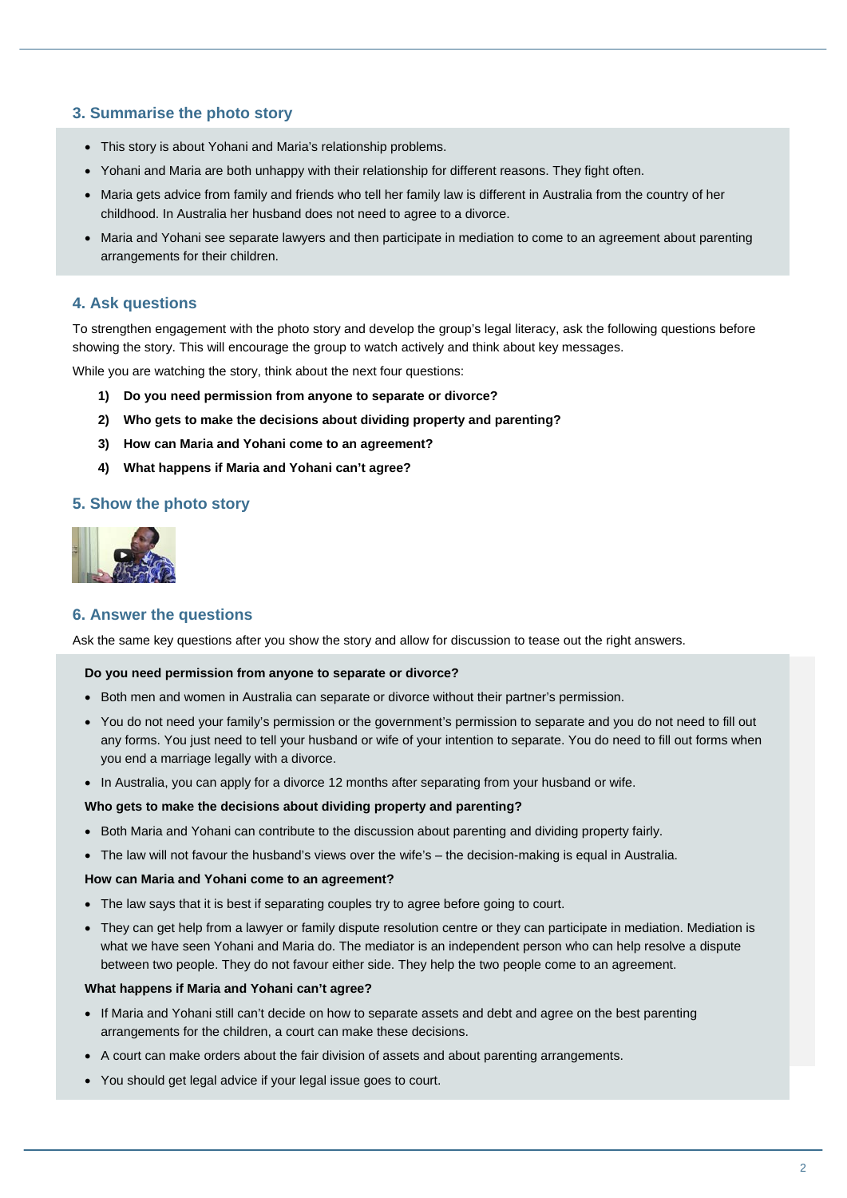## 3. Summarise the photo story

- This story is about Yohani and Maria's relationship problems.
- Yohani and Maria are both unhappy with their relationship for different reasons. They fight often.
- Maria gets advice from family and friends who tell her family law is different in Australia from the country of her childhood. In Australia her husband does not need to agree to a divorce.
- Maria and Yohani see separate lawyers and then participate in mediation to come to an agreement about parenting arrangements for their children.

## 4. Ask questions

To strengthen engagement with the photo story and develop the group's legal literacy, ask the following questions before showing the story. This will encourage the group to watch actively and think about key messages.

While you are watching the story, think about the next four questions:

1) **Do you need permission from anyone to separate or divorce?**
2) **Who gets to make the decisions about dividing property and parenting?**
3) **How can Maria and Yohani come to an agreement?**
4) **What happens if Maria and Yohani can't agree?**

## 5. Show the photo story

## 6. Answer the questions

Ask the same key questions after you show the story and allow for discussion to tease out the right answers.

**Do you need permission from anyone to separate or divorce?**

- Both men and women in Australia can separate or divorce without their partner's permission.
- You do not need your family's permission or the government's permission to separate and you do not need to fill out any forms. You just need to tell your husband or wife of your intention to separate. You do need to fill out forms when you end a marriage legally with a divorce.
- In Australia, you can apply for a divorce 12 months after separating from your husband or wife.

**Who gets to make the decisions about dividing property and parenting?**

- Both Maria and Yohani can contribute to the discussion about parenting and dividing property fairly.
- The law will not favour the husband's views over the wife's – the decision-making is equal in Australia.

**How can Maria and Yohani come to an agreement?**

- The law says that it is best if separating couples try to agree before going to court.
- They can get help from a lawyer or family dispute resolution centre or they can participate in mediation. Mediation is what we have seen Yohani and Maria do. The mediator is an independent person who can help resolve a dispute between two people. They do not favour either side. They help the two people come to an agreement.

**What happens if Maria and Yohani can't agree?**

- If Maria and Yohani still can't decide on how to separate assets and debt and agree on the best parenting arrangements for the children, a court can make these decisions.
- A court can make orders about the fair division of assets and about parenting arrangements.
- You should get legal advice if your legal issue goes to court.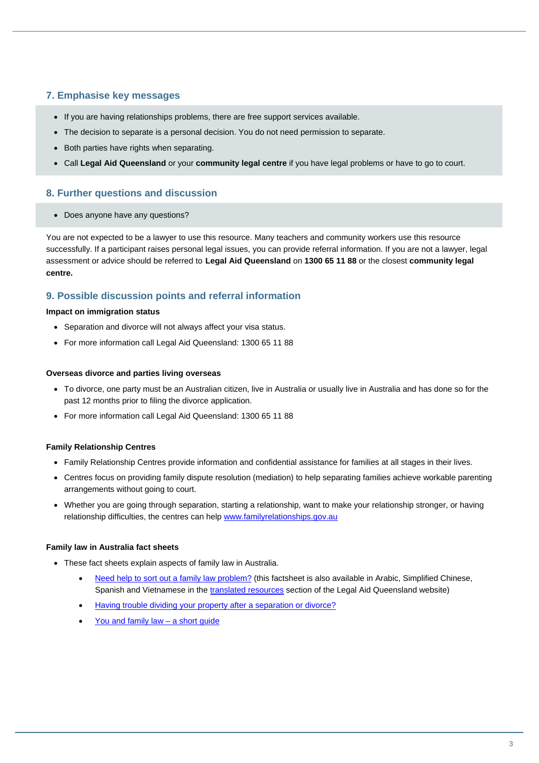## 7. Emphasise key messages

- If you are having relationships problems, there are free support services available.
- The decision to separate is a personal decision. You do not need permission to separate.
- Both parties have rights when separating.
- Call **Legal Aid Queensland** or your **community legal centre** if you have legal problems or have to go to court.

## 8. Further questions and discussion

- Does anyone have any questions?

You are not expected to be a lawyer to use this resource. Many teachers and community workers use this resource successfully. If a participant raises personal legal issues, you can provide referral information. If you are not a lawyer, legal assessment or advice should be referred to **Legal Aid Queensland** on **1300 65 11 88** or the closest **community legal centre.**

## 9. Possible discussion points and referral information

**Impact on immigration status**

- Separation and divorce will not always affect your visa status.
- For more information call Legal Aid Queensland: 1300 65 11 88

**Overseas divorce and parties living overseas**

- To divorce, one party must be an Australian citizen, live in Australia or usually live in Australia and has done so for the past 12 months prior to filing the divorce application.
- For more information call Legal Aid Queensland: 1300 65 11 88

**Family Relationship Centres**

- Family Relationship Centres provide information and confidential assistance for families at all stages in their lives.
- Centres focus on providing family dispute resolution (mediation) to help separating families achieve workable parenting arrangements without going to court.
- Whether you are going through separation, starting a relationship, want to make your relationship stronger, or having relationship difficulties, the centres can help www.familyrelationships.gov.au

**Family law in Australia fact sheets**

- These fact sheets explain aspects of family law in Australia.
  - Need help to sort out a family law problem? (this factsheet is also available in Arabic, Simplified Chinese, Spanish and Vietnamese in the translated resources section of the Legal Aid Queensland website)
  - Having trouble dividing your property after a separation or divorce?
  - You and family law – a short guide